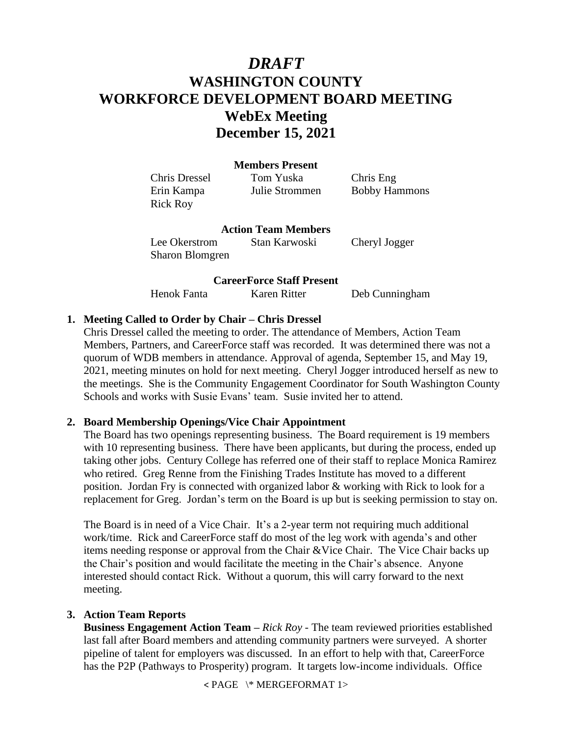# *DRAFT*
# WASHINGTON COUNTY WORKFORCE DEVELOPMENT BOARD MEETING
## WebEx Meeting
## December 15, 2021

**Members Present**

| | | |
|---|---|---|
| Chris Dressel | Tom Yuska | Chris Eng |
| Erin Kampa | Julie Strommen | Bobby Hammons |
| Rick Roy | | |

**Action Team Members**

| | | |
|---|---|---|
| Lee Okerstrom | Stan Karwoski | Cheryl Jogger |
| Sharon Blomgren | | |

**CareerForce Staff Present**

| | | |
|---|---|---|
| Henok Fanta | Karen Ritter | Deb Cunningham |

1. **Meeting Called to Order by Chair – Chris Dressel**
   Chris Dressel called the meeting to order. The attendance of Members, Action Team Members, Partners, and CareerForce staff was recorded. It was determined there was not a quorum of WDB members in attendance. Approval of agenda, September 15, and May 19, 2021, meeting minutes on hold for next meeting. Cheryl Jogger introduced herself as new to the meetings. She is the Community Engagement Coordinator for South Washington County Schools and works with Susie Evans' team. Susie invited her to attend.

2. **Board Membership Openings/Vice Chair Appointment**
   The Board has two openings representing business. The Board requirement is 19 members with 10 representing business. There have been applicants, but during the process, ended up taking other jobs. Century College has referred one of their staff to replace Monica Ramirez who retired. Greg Renne from the Finishing Trades Institute has moved to a different position. Jordan Fry is connected with organized labor & working with Rick to look for a replacement for Greg. Jordan's term on the Board is up but is seeking permission to stay on.

   The Board is in need of a Vice Chair. It's a 2-year term not requiring much additional work/time. Rick and CareerForce staff do most of the leg work with agenda's and other items needing response or approval from the Chair &Vice Chair. The Vice Chair backs up the Chair's position and would facilitate the meeting in the Chair's absence. Anyone interested should contact Rick. Without a quorum, this will carry forward to the next meeting.

3. **Action Team Reports**
   **Business Engagement Action Team –** *Rick Roy* - The team reviewed priorities established last fall after Board members and attending community partners were surveyed. A shorter pipeline of talent for employers was discussed. In an effort to help with that, CareerForce has the P2P (Pathways to Prosperity) program. It targets low-income individuals. Office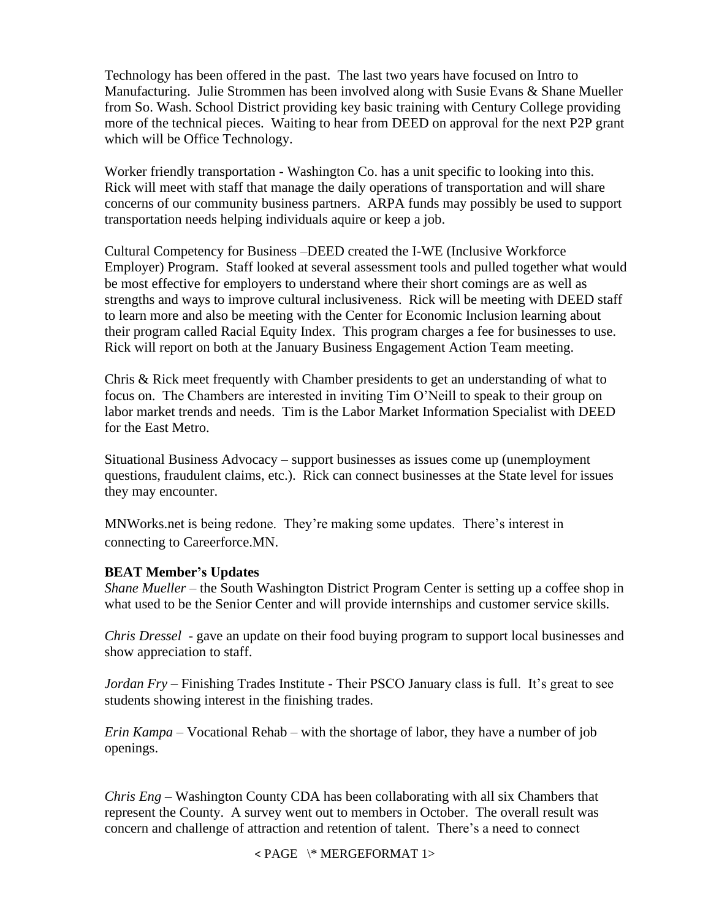Technology has been offered in the past. The last two years have focused on Intro to Manufacturing. Julie Strommen has been involved along with Susie Evans & Shane Mueller from So. Wash. School District providing key basic training with Century College providing more of the technical pieces. Waiting to hear from DEED on approval for the next P2P grant which will be Office Technology.

Worker friendly transportation - Washington Co. has a unit specific to looking into this. Rick will meet with staff that manage the daily operations of transportation and will share concerns of our community business partners. ARPA funds may possibly be used to support transportation needs helping individuals aquire or keep a job.

Cultural Competency for Business –DEED created the I-WE (Inclusive Workforce Employer) Program. Staff looked at several assessment tools and pulled together what would be most effective for employers to understand where their short comings are as well as strengths and ways to improve cultural inclusiveness. Rick will be meeting with DEED staff to learn more and also be meeting with the Center for Economic Inclusion learning about their program called Racial Equity Index. This program charges a fee for businesses to use. Rick will report on both at the January Business Engagement Action Team meeting.

Chris & Rick meet frequently with Chamber presidents to get an understanding of what to focus on. The Chambers are interested in inviting Tim O'Neill to speak to their group on labor market trends and needs. Tim is the Labor Market Information Specialist with DEED for the East Metro.

Situational Business Advocacy – support businesses as issues come up (unemployment questions, fraudulent claims, etc.). Rick can connect businesses at the State level for issues they may encounter.

MNWorks.net is being redone. They're making some updates. There's interest in connecting to Careerforce.MN.

**BEAT Member's Updates**

*Shane Mueller* – the South Washington District Program Center is setting up a coffee shop in what used to be the Senior Center and will provide internships and customer service skills.

*Chris Dressel* - gave an update on their food buying program to support local businesses and show appreciation to staff.

*Jordan Fry* – Finishing Trades Institute - Their PSCO January class is full. It's great to see students showing interest in the finishing trades.

*Erin Kampa* – Vocational Rehab – with the shortage of labor, they have a number of job openings.

*Chris Eng* – Washington County CDA has been collaborating with all six Chambers that represent the County. A survey went out to members in October. The overall result was concern and challenge of attraction and retention of talent. There's a need to connect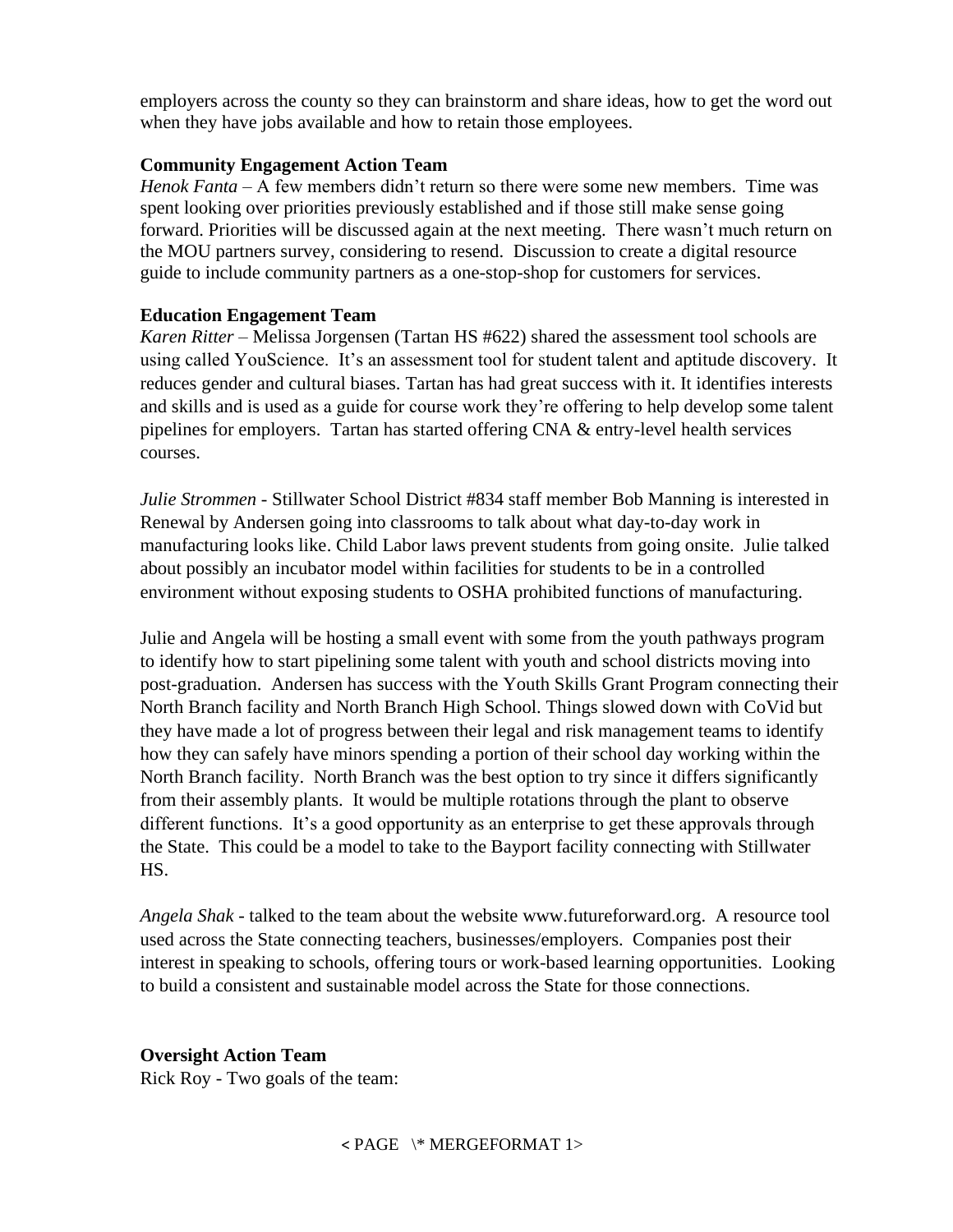employers across the county so they can brainstorm and share ideas, how to get the word out when they have jobs available and how to retain those employees.

**Community Engagement Action Team**
*Henok Fanta* – A few members didn't return so there were some new members. Time was spent looking over priorities previously established and if those still make sense going forward. Priorities will be discussed again at the next meeting. There wasn't much return on the MOU partners survey, considering to resend. Discussion to create a digital resource guide to include community partners as a one-stop-shop for customers for services.

**Education Engagement Team**
*Karen Ritter* – Melissa Jorgensen (Tartan HS #622) shared the assessment tool schools are using called YouScience. It's an assessment tool for student talent and aptitude discovery. It reduces gender and cultural biases. Tartan has had great success with it. It identifies interests and skills and is used as a guide for course work they're offering to help develop some talent pipelines for employers. Tartan has started offering CNA & entry-level health services courses.

*Julie Strommen* - Stillwater School District #834 staff member Bob Manning is interested in Renewal by Andersen going into classrooms to talk about what day-to-day work in manufacturing looks like. Child Labor laws prevent students from going onsite. Julie talked about possibly an incubator model within facilities for students to be in a controlled environment without exposing students to OSHA prohibited functions of manufacturing.

Julie and Angela will be hosting a small event with some from the youth pathways program to identify how to start pipelining some talent with youth and school districts moving into post-graduation. Andersen has success with the Youth Skills Grant Program connecting their North Branch facility and North Branch High School. Things slowed down with CoVid but they have made a lot of progress between their legal and risk management teams to identify how they can safely have minors spending a portion of their school day working within the North Branch facility. North Branch was the best option to try since it differs significantly from their assembly plants. It would be multiple rotations through the plant to observe different functions. It's a good opportunity as an enterprise to get these approvals through the State. This could be a model to take to the Bayport facility connecting with Stillwater HS.

*Angela Shak* - talked to the team about the website www.futureforward.org. A resource tool used across the State connecting teachers, businesses/employers. Companies post their interest in speaking to schools, offering tours or work-based learning opportunities. Looking to build a consistent and sustainable model across the State for those connections.

**Oversight Action Team**
Rick Roy - Two goals of the team: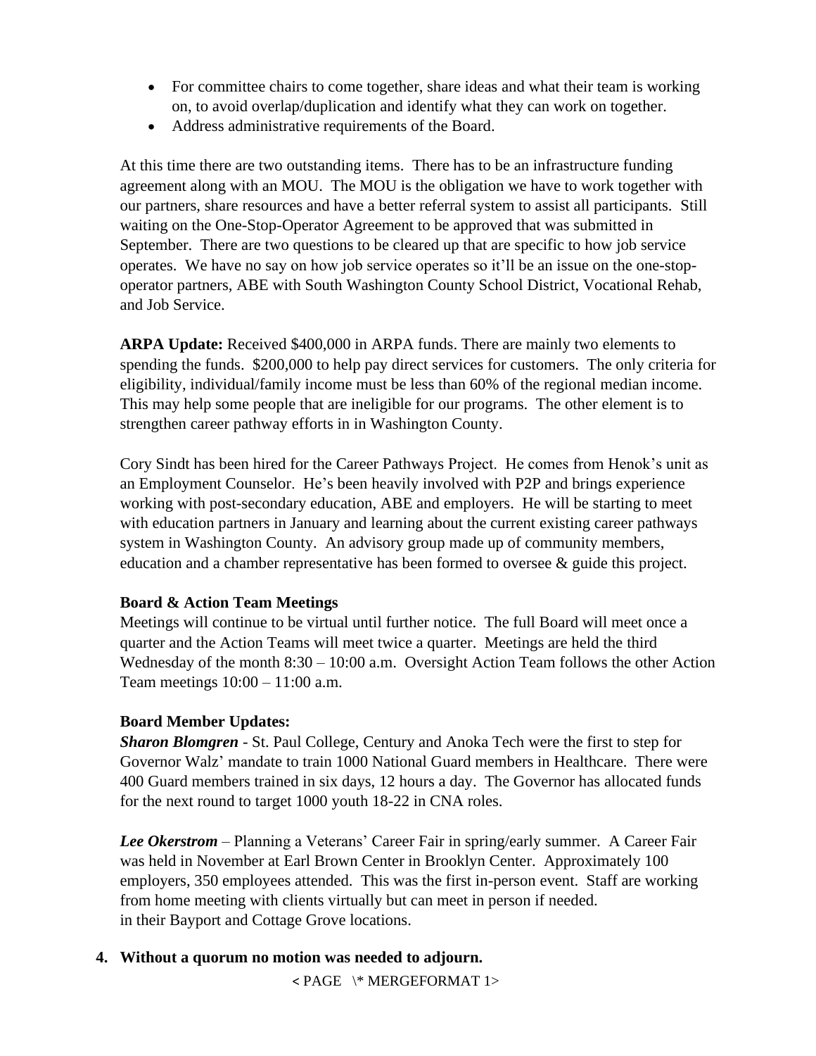- For committee chairs to come together, share ideas and what their team is working on, to avoid overlap/duplication and identify what they can work on together.
- Address administrative requirements of the Board.

At this time there are two outstanding items. There has to be an infrastructure funding agreement along with an MOU. The MOU is the obligation we have to work together with our partners, share resources and have a better referral system to assist all participants. Still waiting on the One-Stop-Operator Agreement to be approved that was submitted in September. There are two questions to be cleared up that are specific to how job service operates. We have no say on how job service operates so it'll be an issue on the one-stop-operator partners, ABE with South Washington County School District, Vocational Rehab, and Job Service.

**ARPA Update:** Received $400,000 in ARPA funds. There are mainly two elements to spending the funds. $200,000 to help pay direct services for customers. The only criteria for eligibility, individual/family income must be less than 60% of the regional median income. This may help some people that are ineligible for our programs. The other element is to strengthen career pathway efforts in in Washington County.

Cory Sindt has been hired for the Career Pathways Project. He comes from Henok's unit as an Employment Counselor. He's been heavily involved with P2P and brings experience working with post-secondary education, ABE and employers. He will be starting to meet with education partners in January and learning about the current existing career pathways system in Washington County. An advisory group made up of community members, education and a chamber representative has been formed to oversee & guide this project.

**Board & Action Team Meetings**

Meetings will continue to be virtual until further notice. The full Board will meet once a quarter and the Action Teams will meet twice a quarter. Meetings are held the third Wednesday of the month 8:30 – 10:00 a.m. Oversight Action Team follows the other Action Team meetings 10:00 – 11:00 a.m.

**Board Member Updates:**

***Sharon Blomgren*** - St. Paul College, Century and Anoka Tech were the first to step for Governor Walz' mandate to train 1000 National Guard members in Healthcare. There were 400 Guard members trained in six days, 12 hours a day. The Governor has allocated funds for the next round to target 1000 youth 18-22 in CNA roles.

***Lee Okerstrom*** – Planning a Veterans' Career Fair in spring/early summer. A Career Fair was held in November at Earl Brown Center in Brooklyn Center. Approximately 100 employers, 350 employees attended. This was the first in-person event. Staff are working from home meeting with clients virtually but can meet in person if needed. in their Bayport and Cottage Grove locations.

**4. Without a quorum no motion was needed to adjourn.**